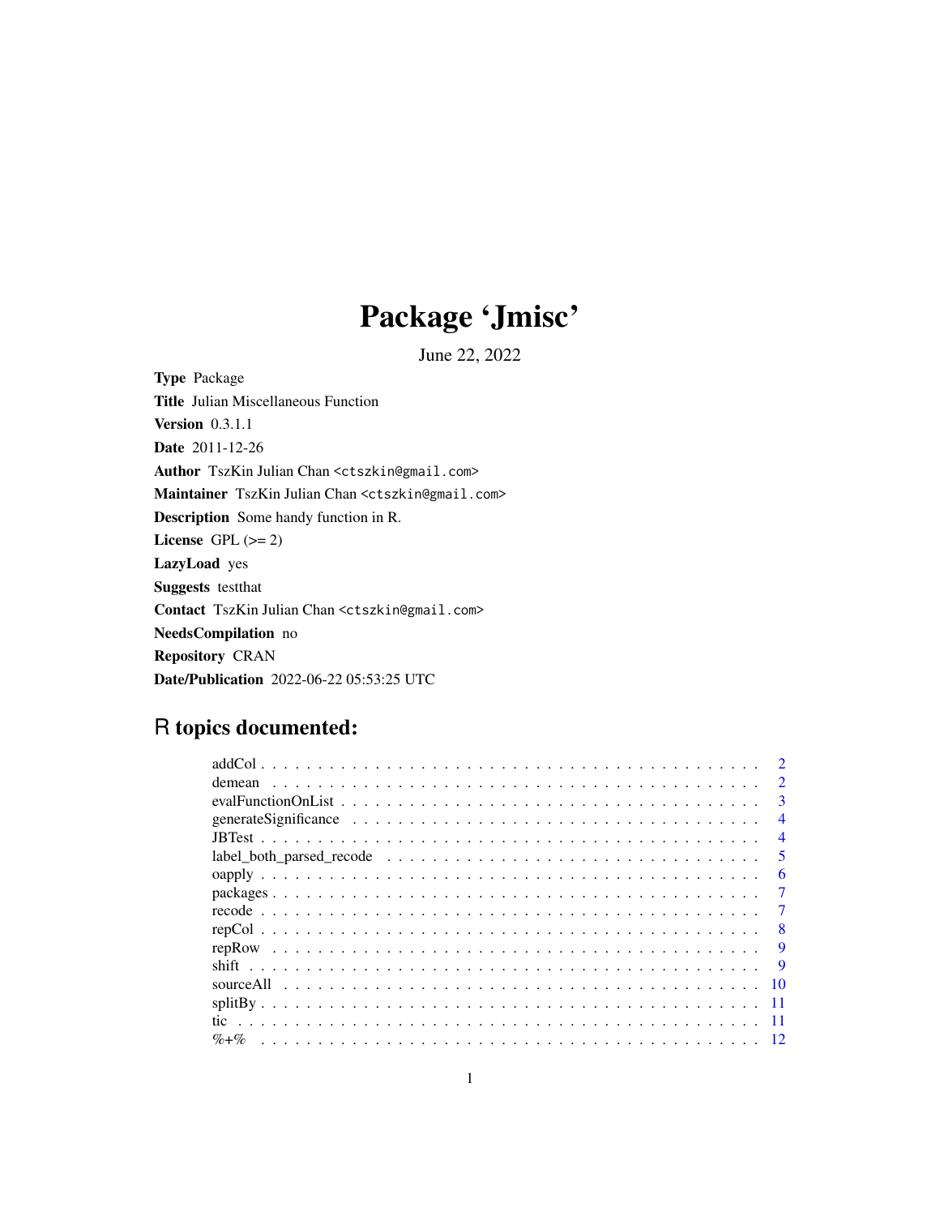# Package 'Jmisc'

June 22, 2022

**Type** Package

**Title** Julian Miscellaneous Function

**Version** 0.3.1.1

**Date** 2011-12-26

**Author** TszKin Julian Chan <ctszkin@gmail.com>

**Maintainer** TszKin Julian Chan <ctszkin@gmail.com>

**Description** Some handy function in R.

**License** GPL (>= 2)

**LazyLoad** yes

**Suggests** testthat

**Contact** TszKin Julian Chan <ctszkin@gmail.com>

**NeedsCompilation** no

**Repository** CRAN

**Date/Publication** 2022-06-22 05:53:25 UTC

## R topics documented:

| | |
|---|---|
| addCol | 2 |
| demean | 2 |
| evalFunctionOnList | 3 |
| generateSignificance | 4 |
| JBTest | 4 |
| label_both_parsed_recode | 5 |
| oapply | 6 |
| packages | 7 |
| recode | 7 |
| repCol | 8 |
| repRow | 9 |
| shift | 9 |
| sourceAll | 10 |
| splitBy | 11 |
| tic | 11 |
| %+% | 12 |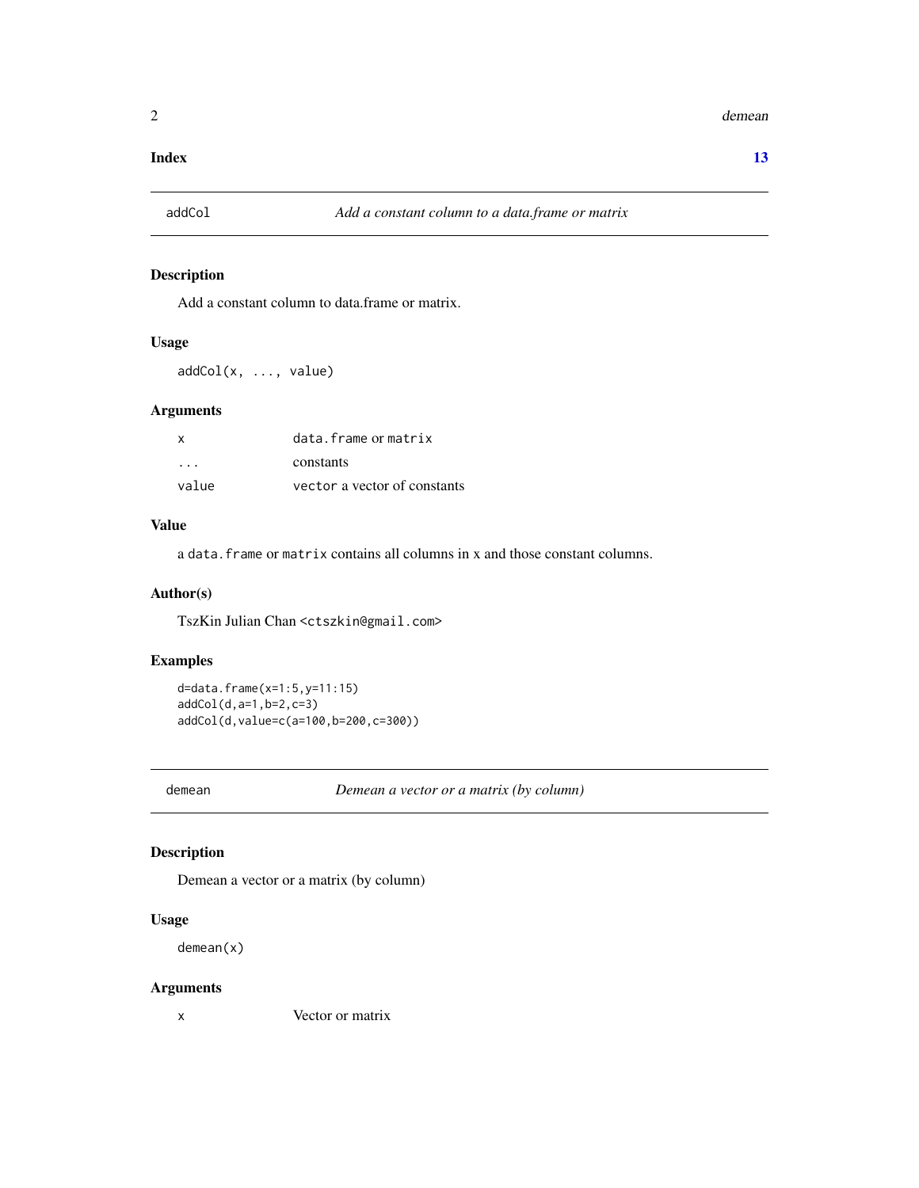**Index** **13**

## addCol — *Add a constant column to a data.frame or matrix*

### Description

Add a constant column to data.frame or matrix.

### Usage

```
addCol(x, ..., value)
```

### Arguments

| | |
|---|---|
| `x` | `data.frame` or `matrix` |
| `...` | constants |
| `value` | `vector` a vector of constants |

### Value

a `data.frame` or `matrix` contains all columns in x and those constant columns.

### Author(s)

TszKin Julian Chan <`ctszkin@gmail.com`>

### Examples

```
d=data.frame(x=1:5,y=11:15)
addCol(d,a=1,b=2,c=3)
addCol(d,value=c(a=100,b=200,c=300))
```

## demean — *Demean a vector or a matrix (by column)*

### Description

Demean a vector or a matrix (by column)

### Usage

```
demean(x)
```

### Arguments

| | |
|---|---|
| `x` | Vector or matrix |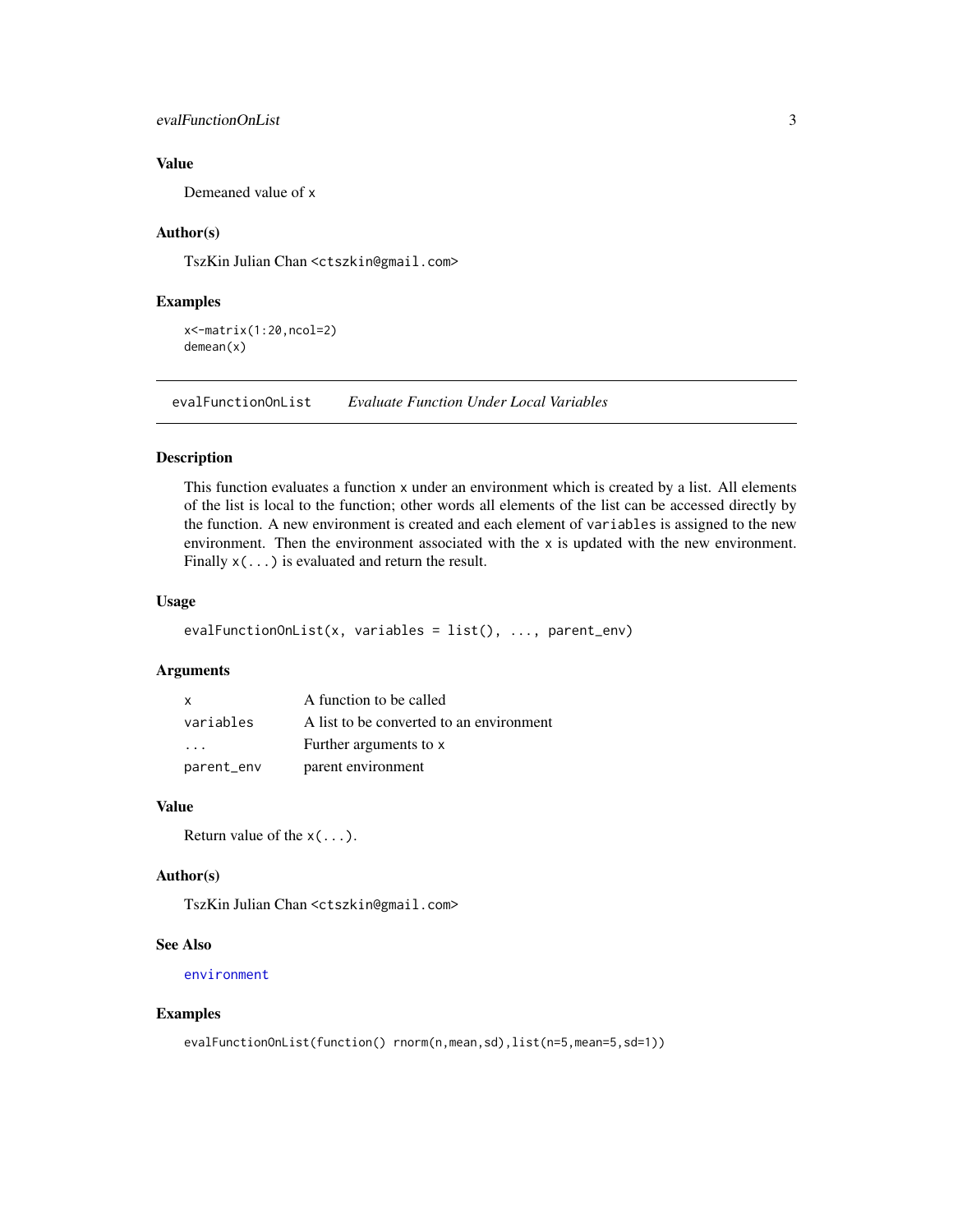### Value

Demeaned value of x

### Author(s)

TszKin Julian Chan <ctszkin@gmail.com>

### Examples

```
x<-matrix(1:20,ncol=2)
demean(x)
```

---

## evalFunctionOnList *Evaluate Function Under Local Variables*

### Description

This function evaluates a function x under an environment which is created by a list. All elements of the list is local to the function; other words all elements of the list can be accessed directly by the function. A new environment is created and each element of variables is assigned to the new environment. Then the environment associated with the x is updated with the new environment. Finally x(...) is evaluated and return the result.

### Usage

```
evalFunctionOnList(x, variables = list(), ..., parent_env)
```

### Arguments

| | |
|---|---|
| x | A function to be called |
| variables | A list to be converted to an environment |
| ... | Further arguments to x |
| parent_env | parent environment |

### Value

Return value of the x(...).

### Author(s)

TszKin Julian Chan <ctszkin@gmail.com>

### See Also

environment

### Examples

```
evalFunctionOnList(function() rnorm(n,mean,sd),list(n=5,mean=5,sd=1))
```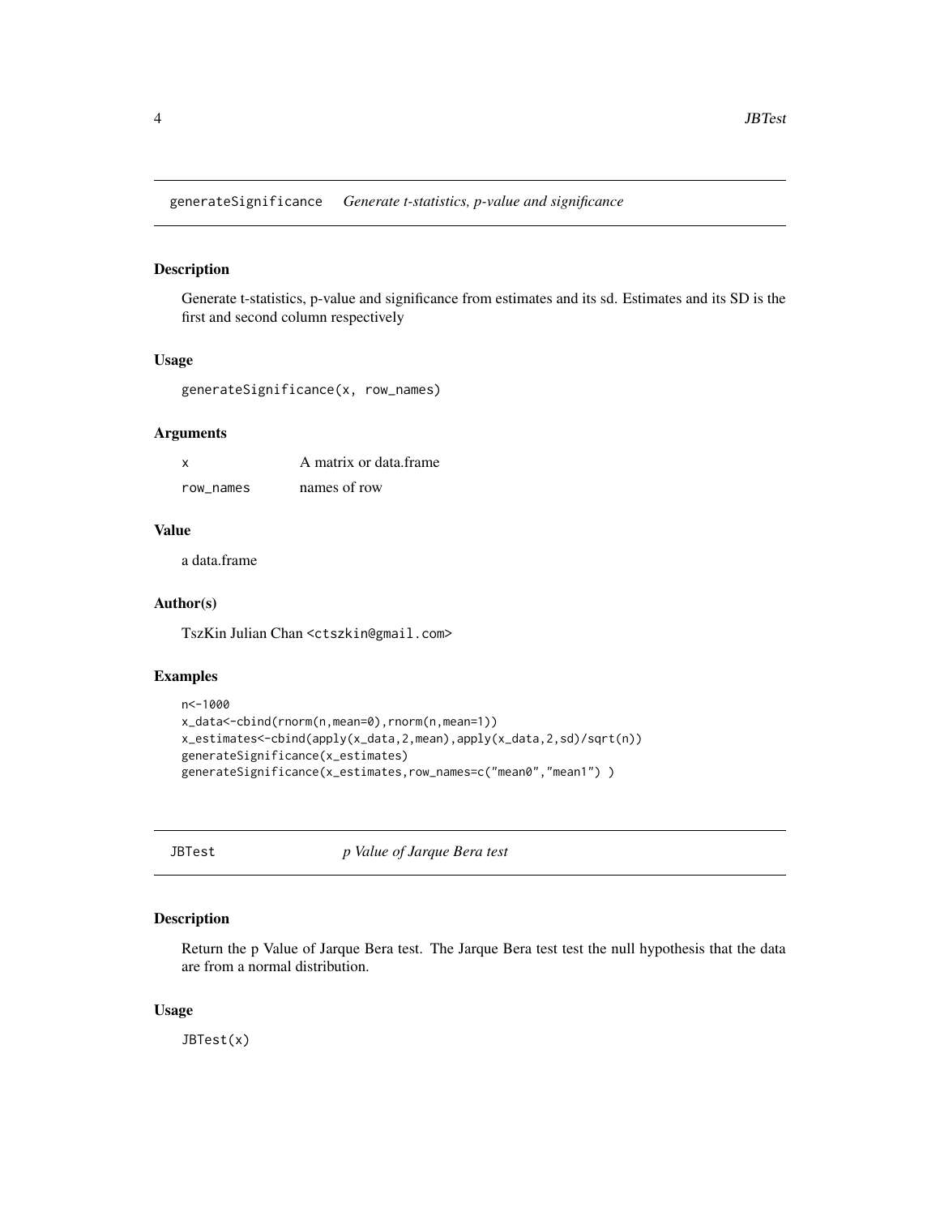## generateSignificance *Generate t-statistics, p-value and significance*

### Description

Generate t-statistics, p-value and significance from estimates and its sd. Estimates and its SD is the first and second column respectively

### Usage

```
generateSignificance(x, row_names)
```

### Arguments

| | |
|---|---|
| x | A matrix or data.frame |
| row_names | names of row |

### Value

a data.frame

### Author(s)

TszKin Julian Chan <ctszkin@gmail.com>

### Examples

```
n<-1000
x_data<-cbind(rnorm(n,mean=0),rnorm(n,mean=1))
x_estimates<-cbind(apply(x_data,2,mean),apply(x_data,2,sd)/sqrt(n))
generateSignificance(x_estimates)
generateSignificance(x_estimates,row_names=c("mean0","mean1") )
```

## JBTest *p Value of Jarque Bera test*

### Description

Return the p Value of Jarque Bera test. The Jarque Bera test test the null hypothesis that the data are from a normal distribution.

### Usage

```
JBTest(x)
```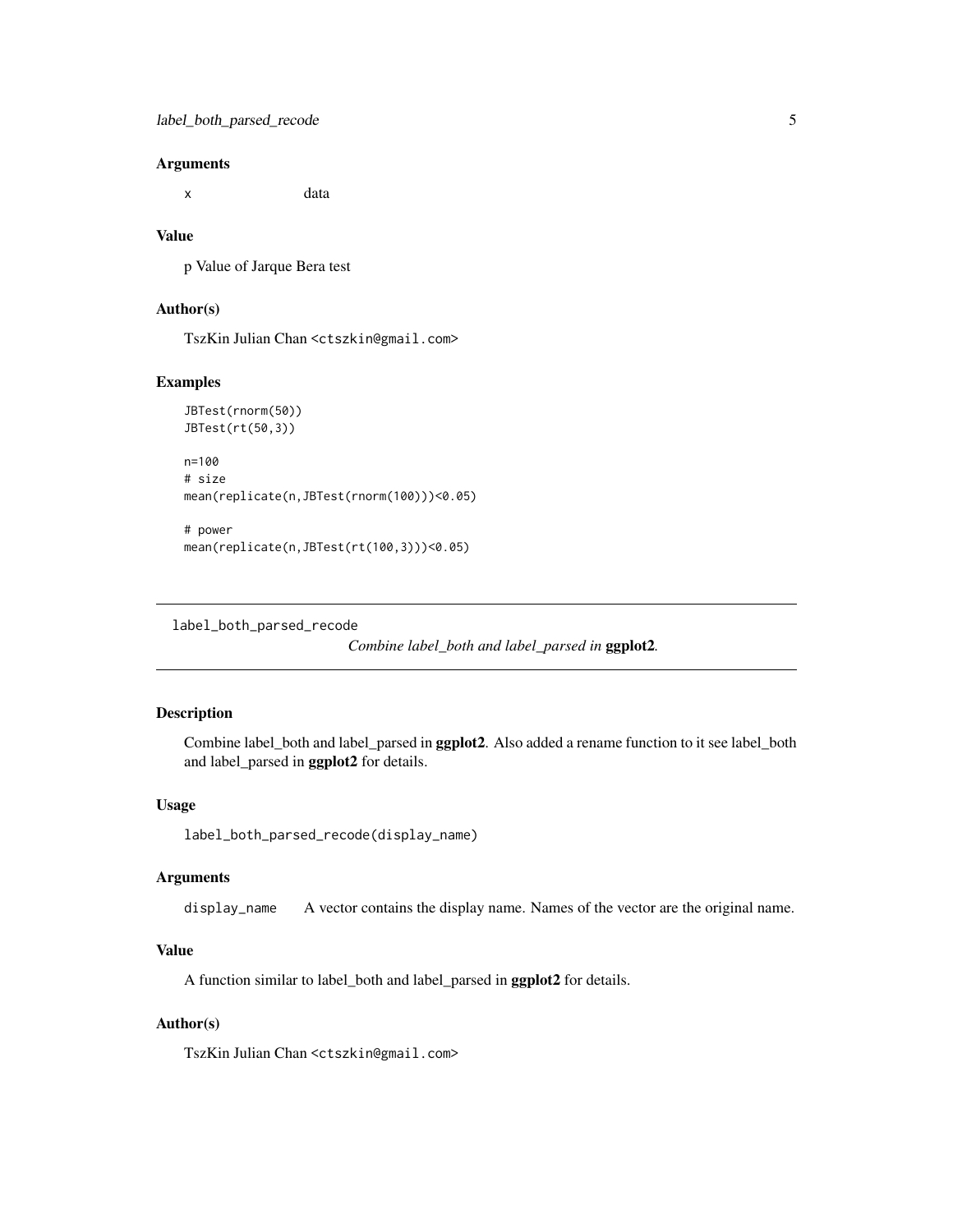### Arguments

x data

### Value

p Value of Jarque Bera test

### Author(s)

TszKin Julian Chan <ctszkin@gmail.com>

### Examples

```
JBTest(rnorm(50))
JBTest(rt(50,3))

n=100
# size
mean(replicate(n,JBTest(rnorm(100)))<0.05)

# power
mean(replicate(n,JBTest(rt(100,3)))<0.05)
```

---

## label_both_parsed_recode

*Combine label_both and label_parsed in* **ggplot2***.*

---

### Description

Combine label_both and label_parsed in **ggplot2**. Also added a rename function to it see label_both and label_parsed in **ggplot2** for details.

### Usage

```
label_both_parsed_recode(display_name)
```

### Arguments

display_name A vector contains the display name. Names of the vector are the original name.

### Value

A function similar to label_both and label_parsed in **ggplot2** for details.

### Author(s)

TszKin Julian Chan <ctszkin@gmail.com>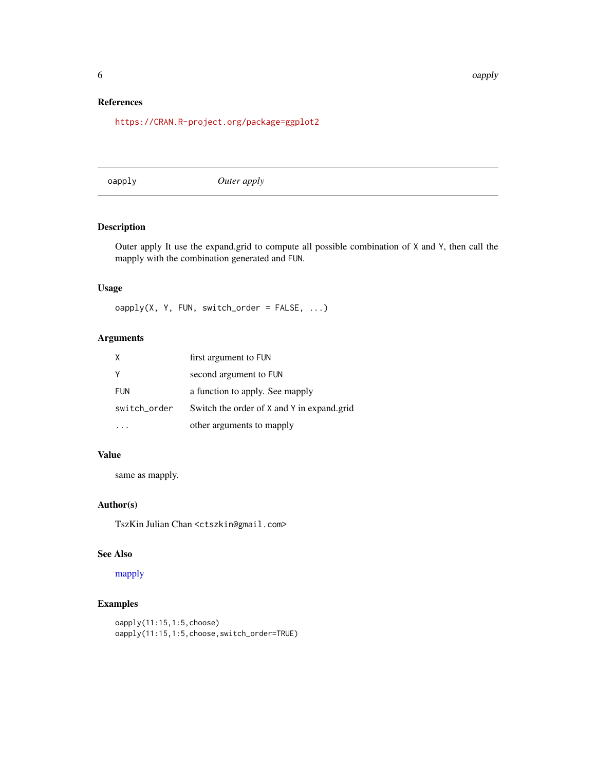### References

https://CRAN.R-project.org/package=ggplot2

---

## oapply — *Outer apply*

---

### Description

Outer apply It use the expand.grid to compute all possible combination of `X` and `Y`, then call the mapply with the combination generated and `FUN`.

### Usage

```
oapply(X, Y, FUN, switch_order = FALSE, ...)
```

### Arguments

| | |
|---|---|
| `X` | first argument to `FUN` |
| `Y` | second argument to `FUN` |
| `FUN` | a function to apply. See mapply |
| `switch_order` | Switch the order of `X` and `Y` in expand.grid |
| `...` | other arguments to mapply |

### Value

same as mapply.

### Author(s)

TszKin Julian Chan <ctszkin@gmail.com>

### See Also

mapply

### Examples

```
oapply(11:15,1:5,choose)
oapply(11:15,1:5,choose,switch_order=TRUE)
```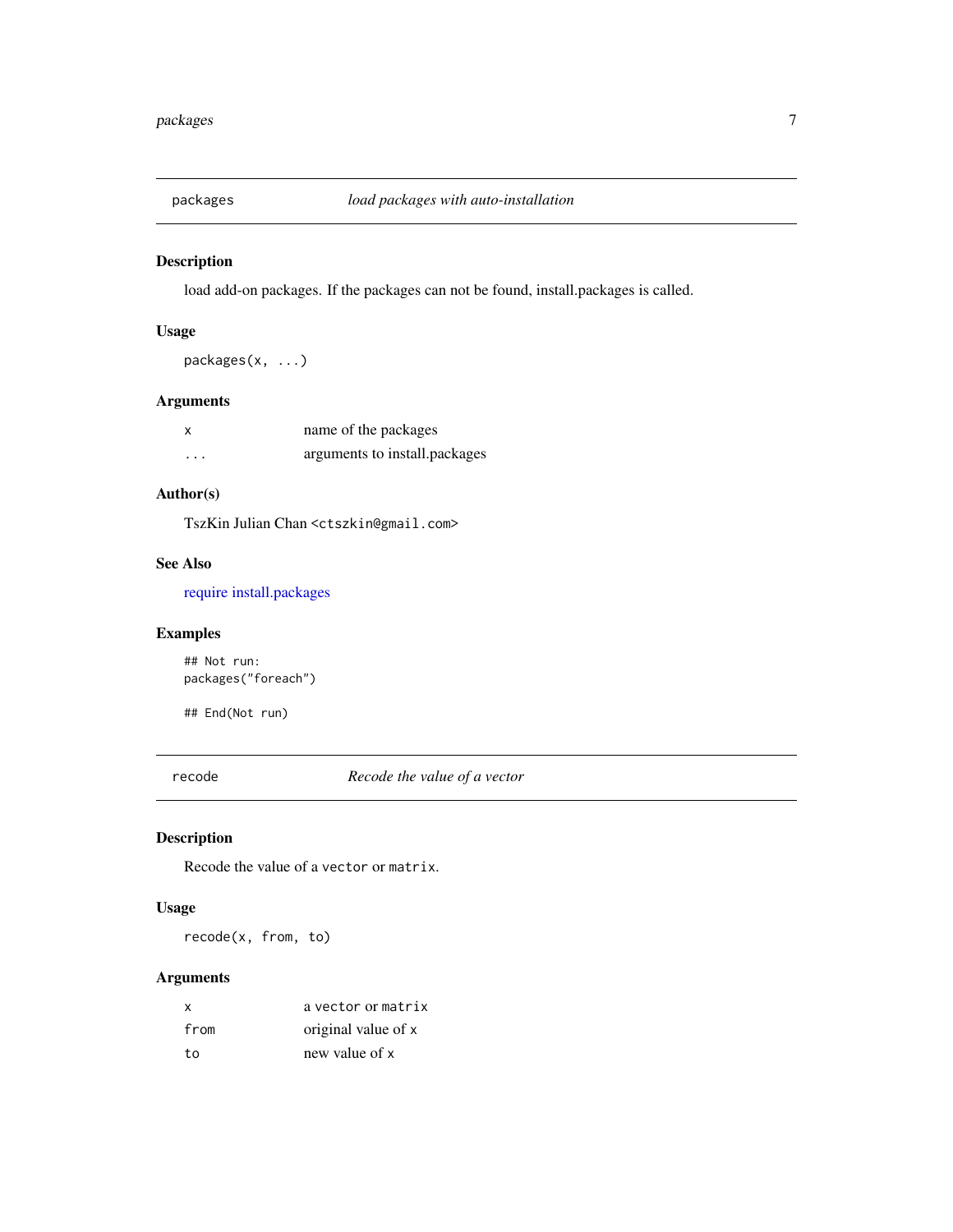## packages — *load packages with auto-installation*

### Description

load add-on packages. If the packages can not be found, install.packages is called.

### Usage

```
packages(x, ...)
```

### Arguments

| | |
|---|---|
| `x` | name of the packages |
| `...` | arguments to install.packages |

### Author(s)

TszKin Julian Chan <ctszkin@gmail.com>

### See Also

require install.packages

### Examples

```
## Not run:
packages("foreach")

## End(Not run)
```

## recode — *Recode the value of a vector*

### Description

Recode the value of a `vector` or `matrix`.

### Usage

```
recode(x, from, to)
```

### Arguments

| | |
|---|---|
| `x` | a `vector` or `matrix` |
| `from` | original value of `x` |
| `to` | new value of `x` |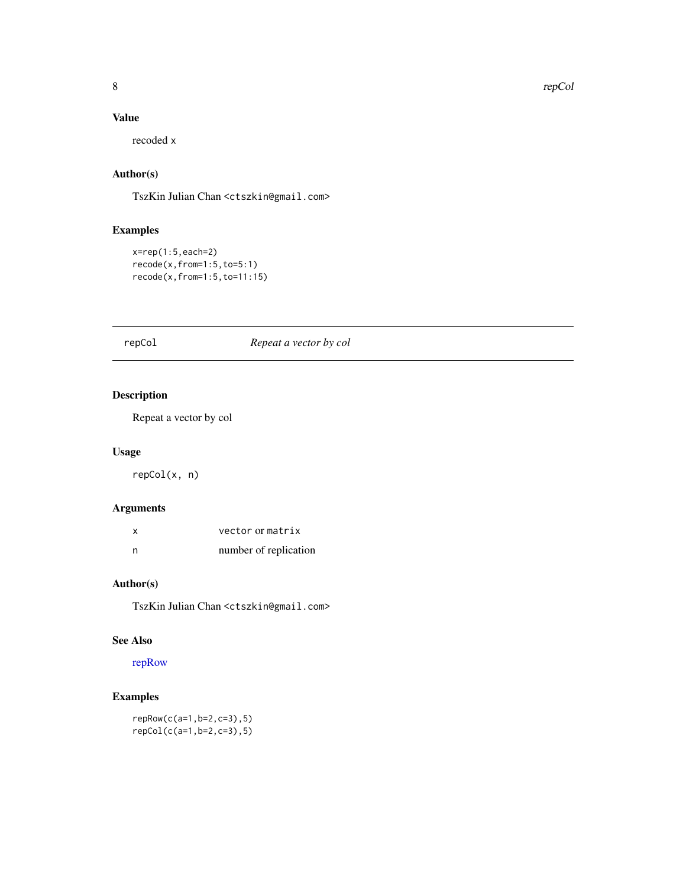### Value

recoded x

### Author(s)

TszKin Julian Chan <ctszkin@gmail.com>

### Examples

```
x=rep(1:5,each=2)
recode(x,from=1:5,to=5:1)
recode(x,from=1:5,to=11:15)
```

---

## repCol — *Repeat a vector by col*

---

### Description

Repeat a vector by col

### Usage

```
repCol(x, n)
```

### Arguments

| | |
|---|---|
| x | vector or matrix |
| n | number of replication |

### Author(s)

TszKin Julian Chan <ctszkin@gmail.com>

### See Also

repRow

### Examples

```
repRow(c(a=1,b=2,c=3),5)
repCol(c(a=1,b=2,c=3),5)
```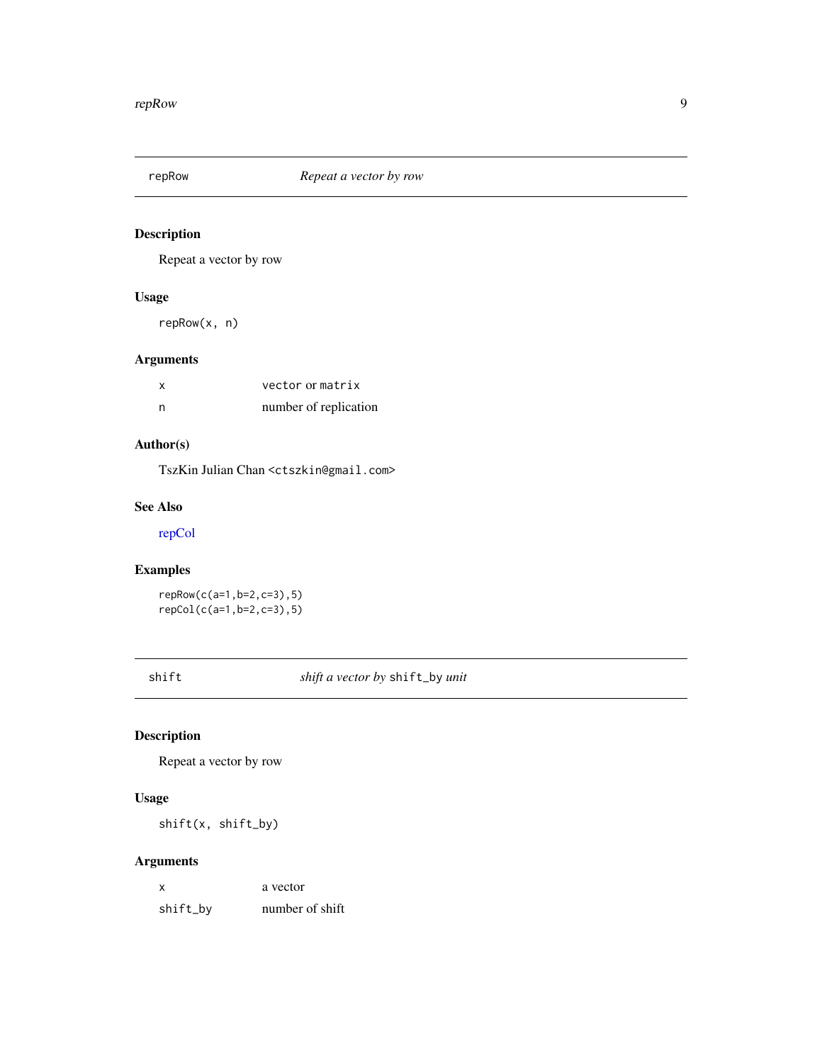## repRow — *Repeat a vector by row*

### Description

Repeat a vector by row

### Usage

```
repRow(x, n)
```

### Arguments

| | |
|---|---|
| `x` | `vector` or `matrix` |
| `n` | number of replication |

### Author(s)

TszKin Julian Chan <ctszkin@gmail.com>

### See Also

repCol

### Examples

```
repRow(c(a=1,b=2,c=3),5)
repCol(c(a=1,b=2,c=3),5)
```

## shift — *shift a vector by* `shift_by` *unit*

### Description

Repeat a vector by row

### Usage

```
shift(x, shift_by)
```

### Arguments

| | |
|---|---|
| `x` | a vector |
| `shift_by` | number of shift |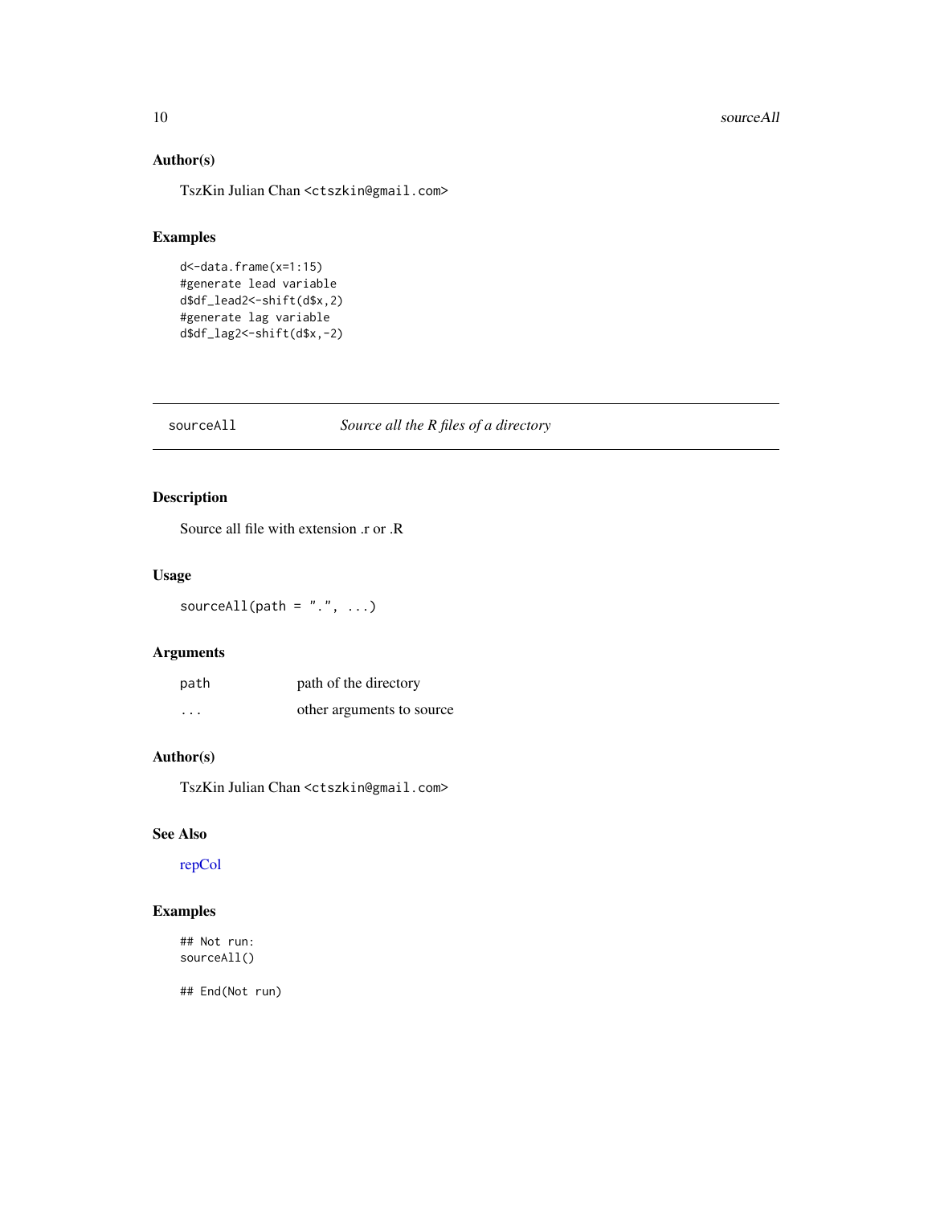### Author(s)

TszKin Julian Chan <ctszkin@gmail.com>

### Examples

```
d<-data.frame(x=1:15)
#generate lead variable
d$df_lead2<-shift(d$x,2)
#generate lag variable
d$df_lag2<-shift(d$x,-2)
```

---

## sourceAll    *Source all the R files of a directory*

---

### Description

Source all file with extension .r or .R

### Usage

```
sourceAll(path = ".", ...)
```

### Arguments

| | |
|---|---|
| path | path of the directory |
| ... | other arguments to source |

### Author(s)

TszKin Julian Chan <ctszkin@gmail.com>

### See Also

repCol

### Examples

```
## Not run:
sourceAll()

## End(Not run)
```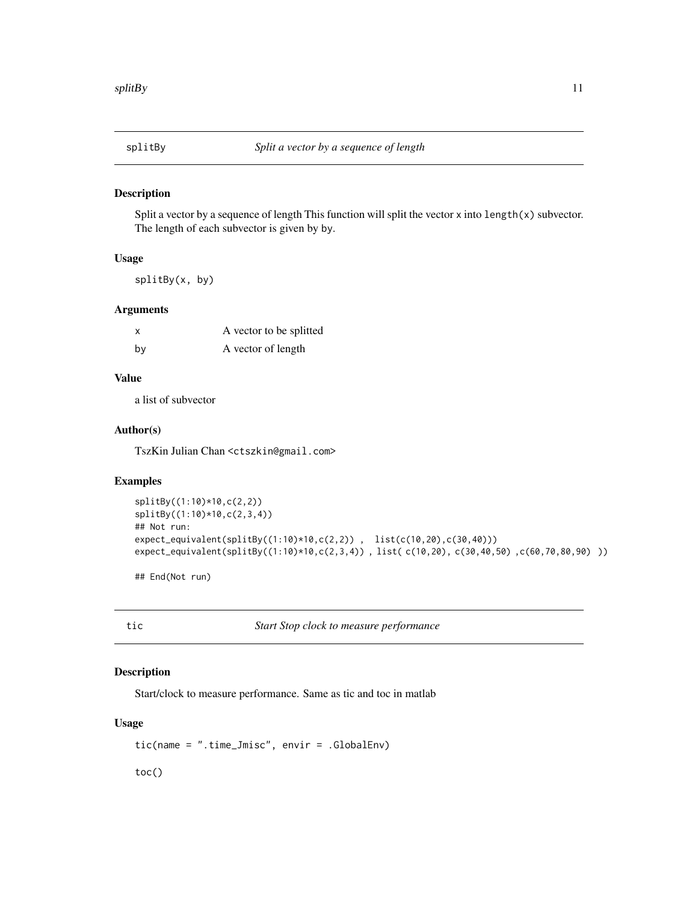## splitBy — *Split a vector by a sequence of length*

### Description

Split a vector by a sequence of length This function will split the vector x into `length(x)` subvector. The length of each subvector is given by by.

### Usage

```
splitBy(x, by)
```

### Arguments

| | |
|---|---|
| x | A vector to be splitted |
| by | A vector of length |

### Value

a list of subvector

### Author(s)

TszKin Julian Chan <ctszkin@gmail.com>

### Examples

```
splitBy((1:10)*10,c(2,2))
splitBy((1:10)*10,c(2,3,4))
## Not run:
expect_equivalent(splitBy((1:10)*10,c(2,2)) ,  list(c(10,20),c(30,40)))
expect_equivalent(splitBy((1:10)*10,c(2,3,4)) , list( c(10,20), c(30,40,50) ,c(60,70,80,90) ))

## End(Not run)
```

## tic — *Start Stop clock to measure performance*

### Description

Start/clock to measure performance. Same as tic and toc in matlab

### Usage

```
tic(name = ".time_Jmisc", envir = .GlobalEnv)

toc()
```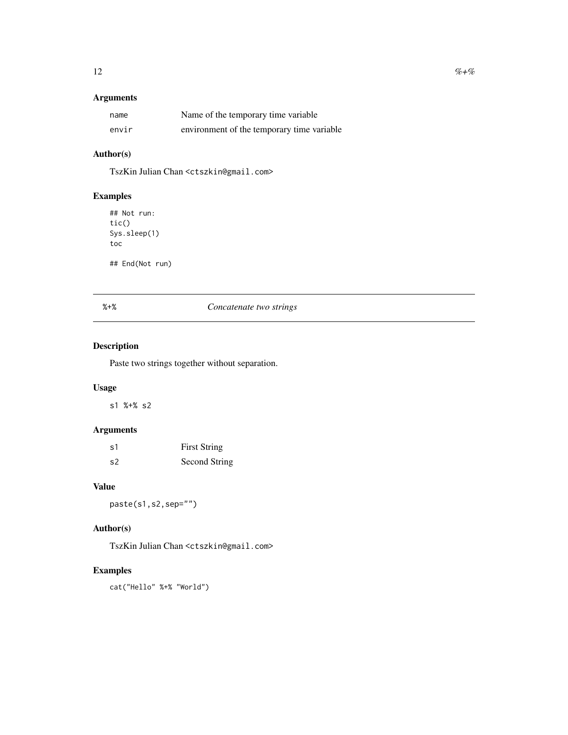## Arguments

| | |
|---|---|
| name | Name of the temporary time variable |
| envir | environment of the temporary time variable |

## Author(s)

TszKin Julian Chan <ctszkin@gmail.com>

## Examples

```
## Not run:
tic()
Sys.sleep(1)
toc

## End(Not run)
```

---

# %+% *Concatenate two strings*

---

## Description

Paste two strings together without separation.

## Usage

```
s1 %+% s2
```

## Arguments

| | |
|---|---|
| s1 | First String |
| s2 | Second String |

## Value

```
paste(s1,s2,sep="")
```

## Author(s)

TszKin Julian Chan <ctszkin@gmail.com>

## Examples

```
cat("Hello" %+% "World")
```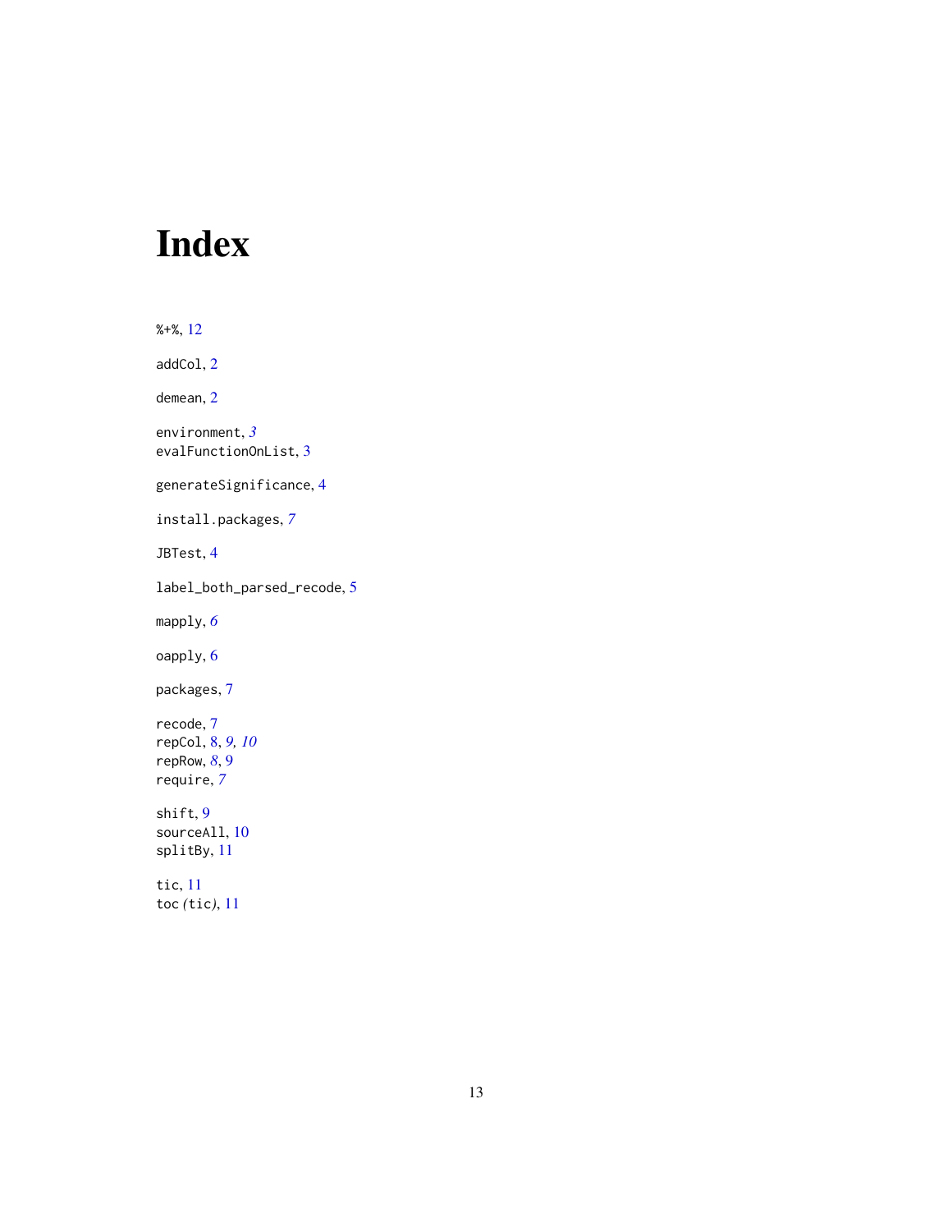# Index

%+%, 12

addCol, 2

demean, 2

environment, *3*
evalFunctionOnList, 3

generateSignificance, 4

install.packages, *7*

JBTest, 4

label_both_parsed_recode, 5

mapply, *6*

oapply, 6

packages, 7

recode, 7
repCol, 8, *9, 10*
repRow, *8*, 9
require, *7*

shift, 9
sourceAll, 10
splitBy, 11

tic, 11
toc *(*tic*)*, 11